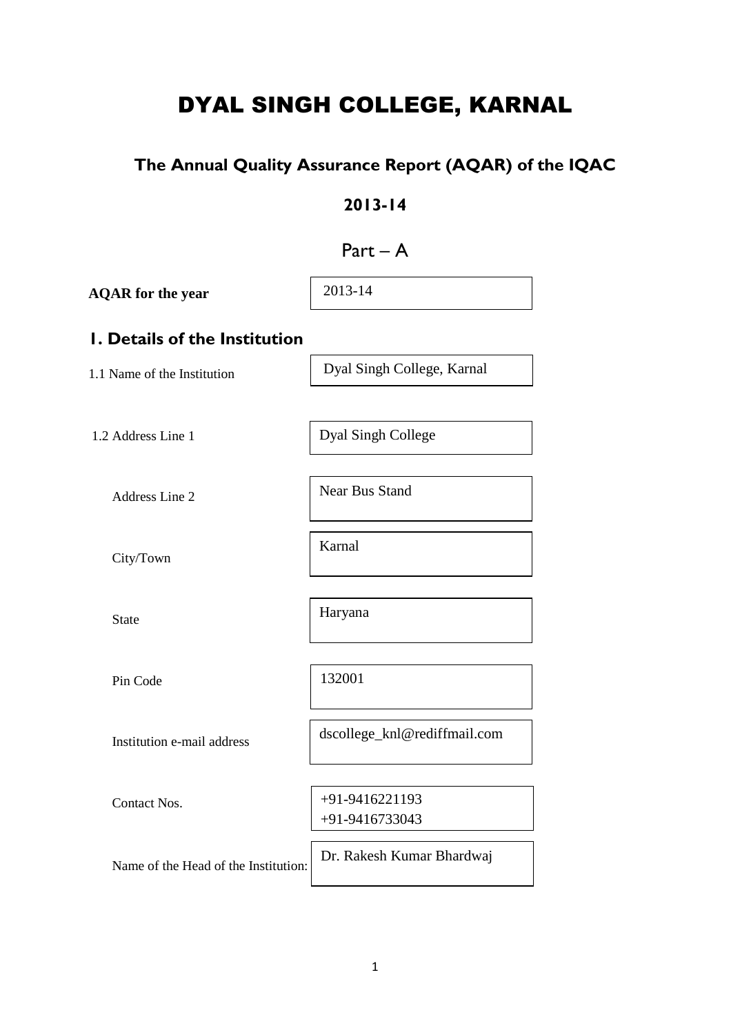# DYAL SINGH COLLEGE, KARNAL

## The Annual Quality Assurance Report (AQAR) of the IQAC

### 2013-14

### Part – A

| **AQAR for the year** | 2013-14 |
|---|---|

## 1. Details of the Institution

| | |
|---|---|
| 1.1 Name of the Institution | Dyal Singh College, Karnal |
| 1.2 Address Line 1 | Dyal Singh College |
| Address Line 2 | Near Bus Stand |
| City/Town | Karnal |
| State | Haryana |
| Pin Code | 132001 |
| Institution e-mail address | dscollege_knl@rediffmail.com |
| Contact Nos. | +91-9416221193<br>+91-9416733043 |
| Name of the Head of the Institution: | Dr. Rakesh Kumar Bhardwaj |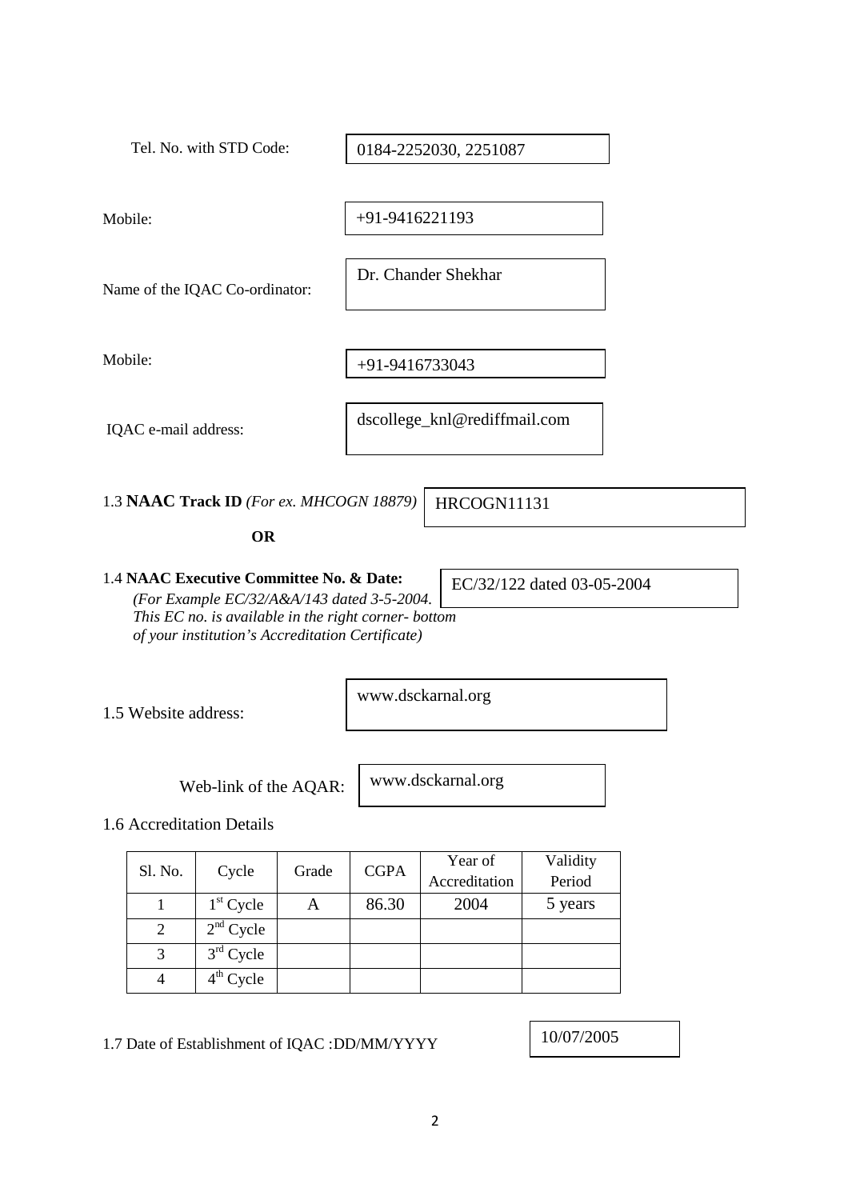Tel. No. with STD Code: 0184-2252030, 2251087

Mobile: +91-9416221193

Name of the IQAC Co-ordinator: Dr. Chander Shekhar

Mobile: +91-9416733043

IQAC e-mail address: dscollege_knl@rediffmail.com

1.3 **NAAC Track ID** *(For ex. MHCOGN 18879)* HRCOGN11131

**OR**

1.4 **NAAC Executive Committee No. & Date:** EC/32/122 dated 03-05-2004

*(For Example EC/32/A&A/143 dated 3-5-2004. This EC no. is available in the right corner- bottom of your institution's Accreditation Certificate)*

1.5 Website address: www.dsckarnal.org

Web-link of the AQAR: www.dsckarnal.org

1.6 Accreditation Details

| Sl. No. | Cycle | Grade | CGPA | Year of Accreditation | Validity Period |
|---|---|---|---|---|---|
| 1 | 1st Cycle | A | 86.30 | 2004 | 5 years |
| 2 | 2nd Cycle | | | | |
| 3 | 3rd Cycle | | | | |
| 4 | 4th Cycle | | | | |

1.7 Date of Establishment of IQAC :DD/MM/YYYY 10/07/2005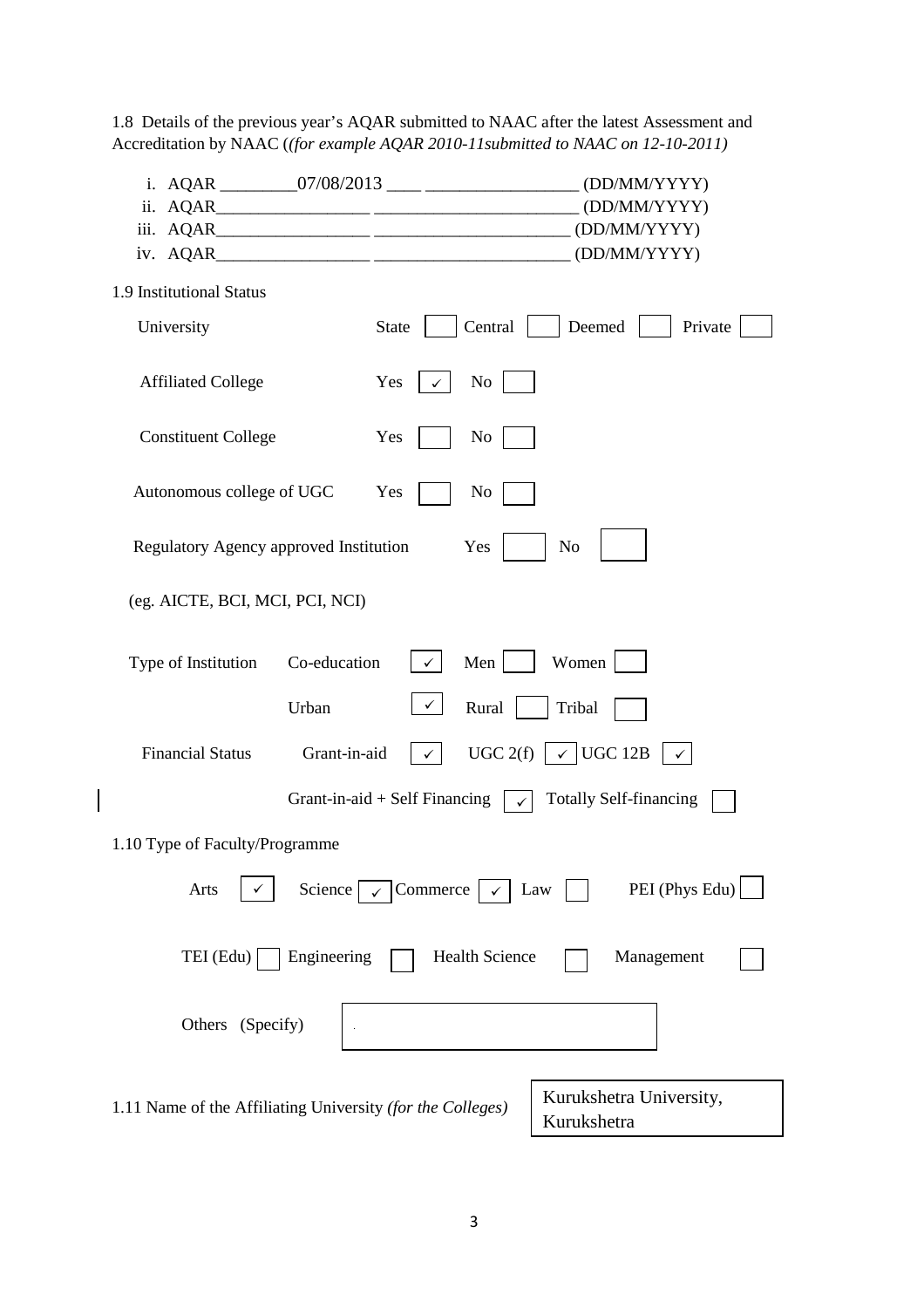1.8 Details of the previous year's AQAR submitted to NAAC after the latest Assessment and Accreditation by NAAC (*(for example AQAR 2010-11submitted to NAAC on 12-10-2011)*

i. AQAR ________07/08/2013 ____ ________________ (DD/MM/YYYY)
ii. AQAR_________________ ______________________ (DD/MM/YYYY)
iii. AQAR_________________ ______________________ (DD/MM/YYYY)
iv. AQAR_________________ ______________________ (DD/MM/YYYY)

1.9 Institutional Status

University — State [ ] Central [ ] Deemed [ ] Private [ ]

Affiliated College — Yes [✓] No [ ]

Constituent College — Yes [ ] No [ ]

Autonomous college of UGC — Yes [ ] No [ ]

Regulatory Agency approved Institution — Yes [ ] No [ ]

(eg. AICTE, BCI, MCI, PCI, NCI)

Type of Institution — Co-education [✓] Men [ ] Women [ ]

Urban [✓] Rural [ ] Tribal [ ]

Financial Status — Grant-in-aid [✓] UGC 2(f) [✓] UGC 12B [✓]

Grant-in-aid + Self Financing [✓] Totally Self-financing [ ]

1.10 Type of Faculty/Programme

Arts [✓] Science [✓] Commerce [✓] Law [ ] PEI (Phys Edu) [ ]

TEI (Edu) [ ] Engineering [ ] Health Science [ ] Management [ ]

Others (Specify) [ ]

1.11 Name of the Affiliating University *(for the Colleges)* — Kurukshetra University, Kurukshetra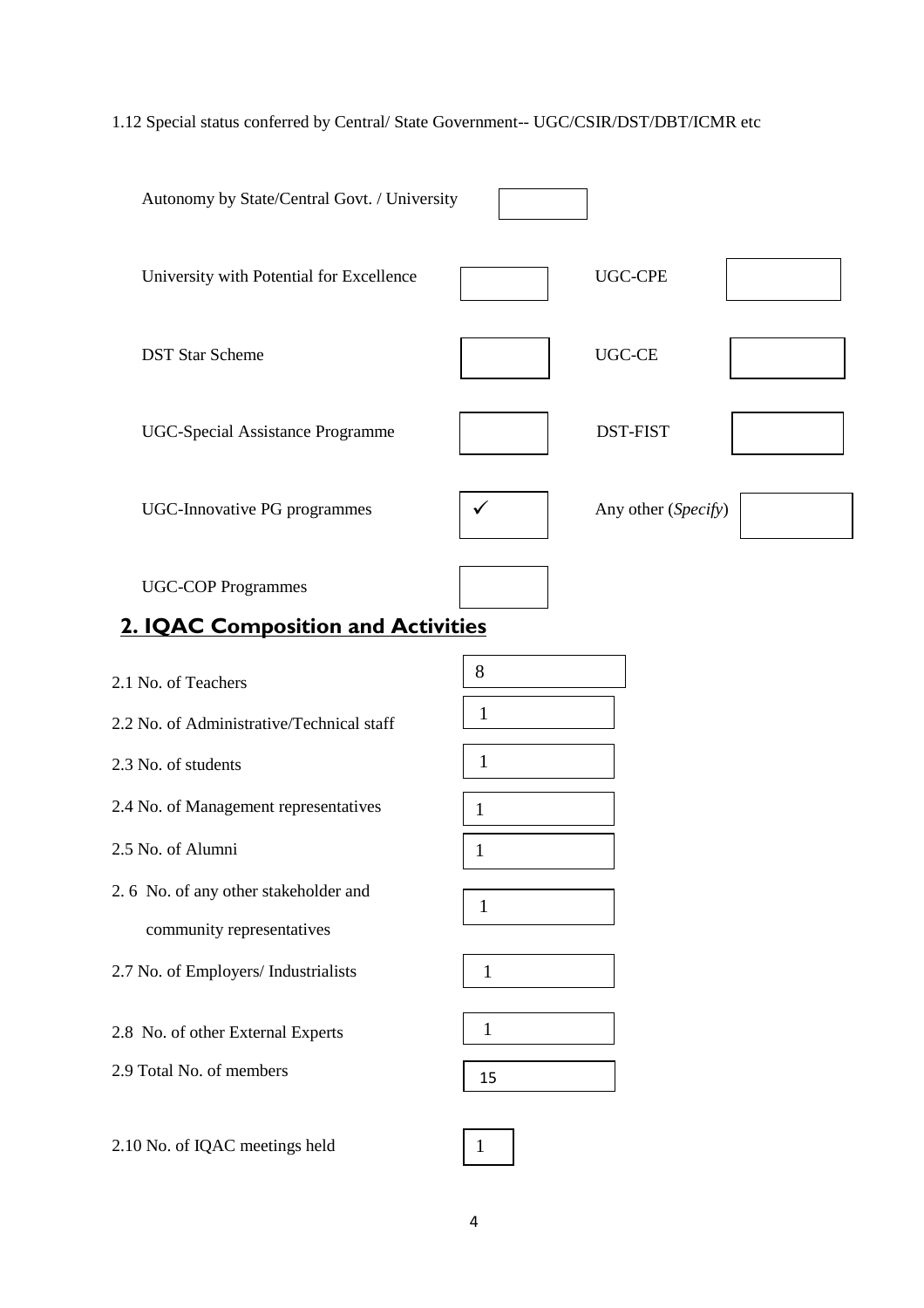1.12 Special status conferred by Central/ State Government-- UGC/CSIR/DST/DBT/ICMR etc

| | | | |
|---|---|---|---|
| Autonomy by State/Central Govt. / University | | | |
| University with Potential for Excellence | | UGC-CPE | |
| DST Star Scheme | | UGC-CE | |
| UGC-Special Assistance Programme | | DST-FIST | |
| UGC-Innovative PG programmes | ✓ | Any other (*Specify*) | |
| UGC-COP Programmes | | | |

## 2. IQAC Composition and Activities

| | |
|---|---|
| 2.1 No. of Teachers | 8 |
| 2.2 No. of Administrative/Technical staff | 1 |
| 2.3 No. of students | 1 |
| 2.4 No. of Management representatives | 1 |
| 2.5 No. of Alumni | 1 |
| 2.6 No. of any other stakeholder and community representatives | 1 |
| 2.7 No. of Employers/ Industrialists | 1 |
| 2.8 No. of other External Experts | 1 |
| 2.9 Total No. of members | 15 |
| 2.10 No. of IQAC meetings held | 1 |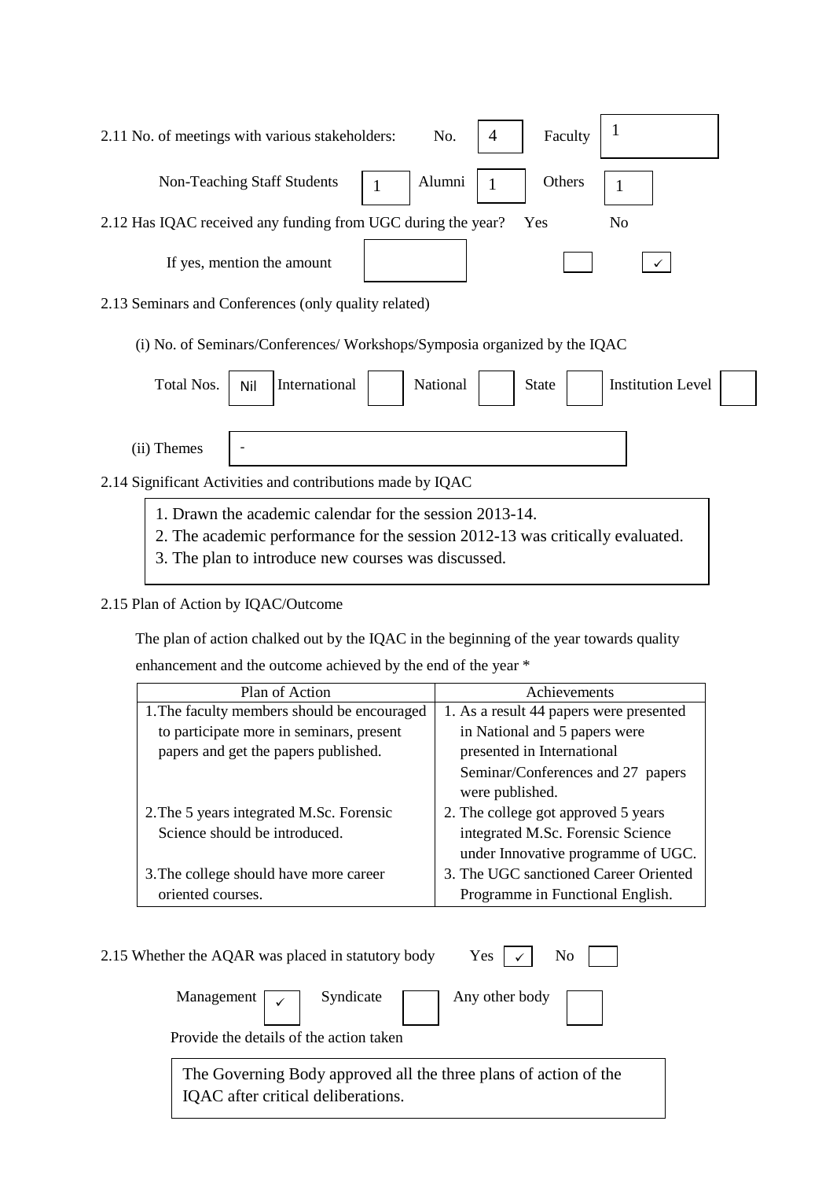2.11 No. of meetings with various stakeholders: No. 4 Faculty 1

Non-Teaching Staff Students 1 Alumni 1 Others 1

2.12 Has IQAC received any funding from UGC during the year? Yes ☐ No ✓

If yes, mention the amount

2.13 Seminars and Conferences (only quality related)

(i) No. of Seminars/Conferences/ Workshops/Symposia organized by the IQAC

Total Nos. Nil International ☐ National ☐ State ☐ Institution Level ☐

(ii) Themes -

2.14 Significant Activities and contributions made by IQAC

1. Drawn the academic calendar for the session 2013-14.
2. The academic performance for the session 2012-13 was critically evaluated.
3. The plan to introduce new courses was discussed.

2.15 Plan of Action by IQAC/Outcome

The plan of action chalked out by the IQAC in the beginning of the year towards quality enhancement and the outcome achieved by the end of the year *

| Plan of Action | Achievements |
|---|---|
| 1. The faculty members should be encouraged to participate more in seminars, present papers and get the papers published. | 1. As a result 44 papers were presented in National and 5 papers were presented in International Seminar/Conferences and 27 papers were published. |
| 2. The 5 years integrated M.Sc. Forensic Science should be introduced. | 2. The college got approved 5 years integrated M.Sc. Forensic Science under Innovative programme of UGC. |
| 3. The college should have more career oriented courses. | 3. The UGC sanctioned Career Oriented Programme in Functional English. |

2.15 Whether the AQAR was placed in statutory body Yes ✓ No ☐

Management ✓ Syndicate ☐ Any other body ☐

Provide the details of the action taken

The Governing Body approved all the three plans of action of the IQAC after critical deliberations.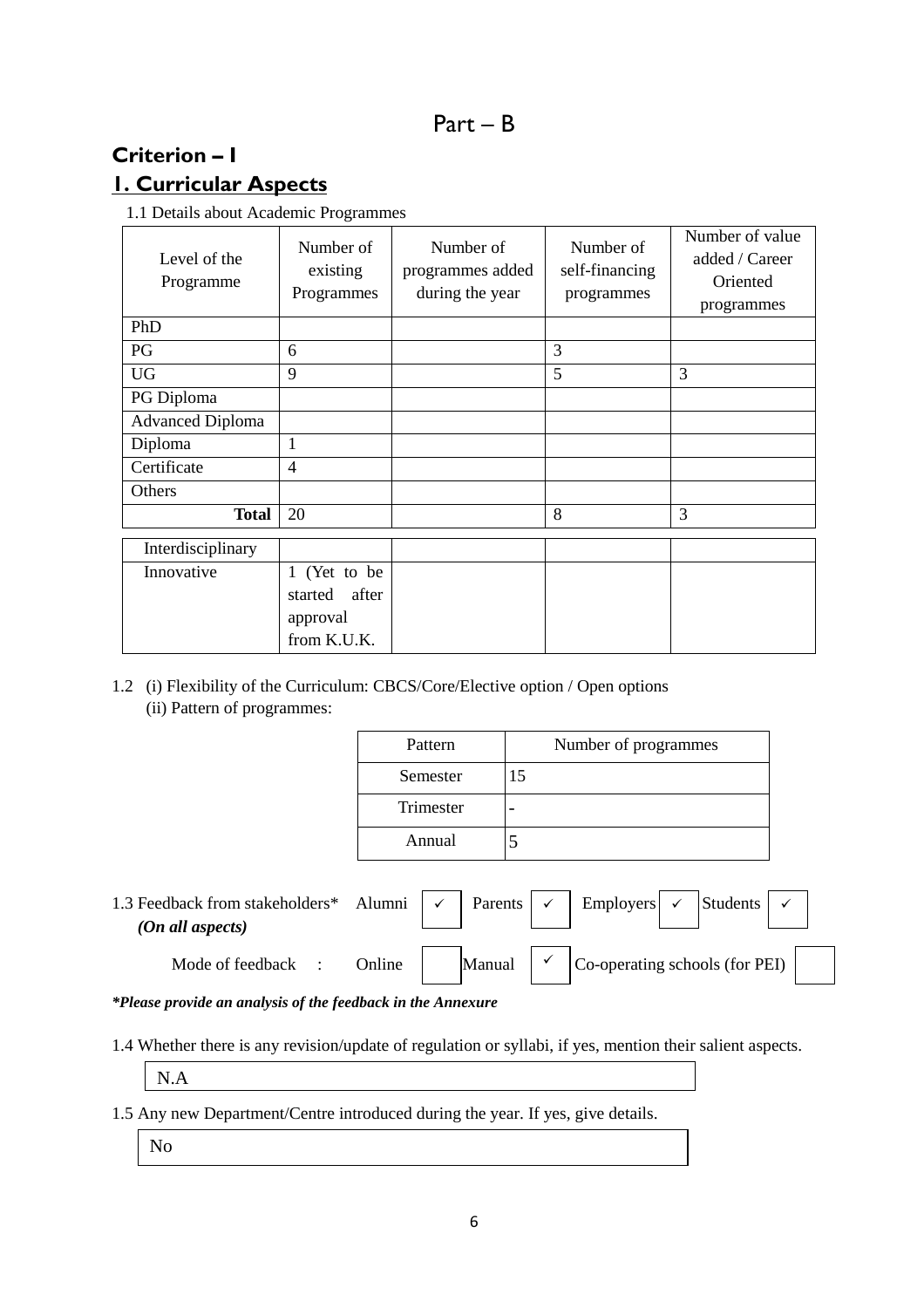# Part – B

## Criterion – I

## 1. Curricular Aspects

1.1 Details about Academic Programmes

| Level of the Programme | Number of existing Programmes | Number of programmes added during the year | Number of self-financing programmes | Number of value added / Career Oriented programmes |
|---|---|---|---|---|
| PhD | | | | |
| PG | 6 | | 3 | |
| UG | 9 | | 5 | 3 |
| PG Diploma | | | | |
| Advanced Diploma | | | | |
| Diploma | 1 | | | |
| Certificate | 4 | | | |
| Others | | | | |
| **Total** | 20 | | 8 | 3 |
| Interdisciplinary | | | | |
| Innovative | 1 (Yet to be started after approval from K.U.K. | | | |

1.2 (i) Flexibility of the Curriculum: CBCS/Core/Elective option / Open options
(ii) Pattern of programmes:

| Pattern | Number of programmes |
|---|---|
| Semester | 15 |
| Trimester | - |
| Annual | 5 |

1.3 Feedback from stakeholders* *(On all aspects)* Alumni ✓ Parents ✓ Employers ✓ Students ✓

Mode of feedback : Online [ ] Manual ✓ Co-operating schools (for PEI) [ ]

***Please provide an analysis of the feedback in the Annexure***

1.4 Whether there is any revision/update of regulation or syllabi, if yes, mention their salient aspects.

N.A

1.5 Any new Department/Centre introduced during the year. If yes, give details.

No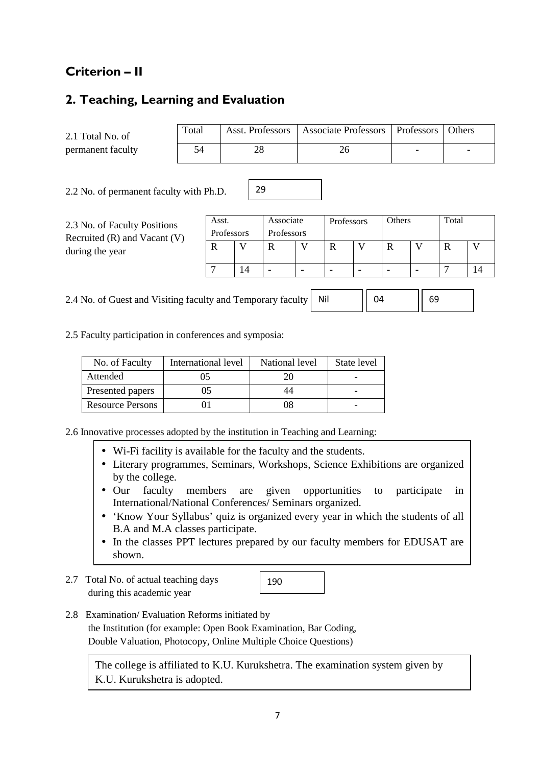## Criterion – II

## 2. Teaching, Learning and Evaluation

2.1 Total No. of permanent faculty

| Total | Asst. Professors | Associate Professors | Professors | Others |
|---|---|---|---|---|
| 54 | 28 | 26 | - | - |

2.2 No. of permanent faculty with Ph.D. 29

2.3 No. of Faculty Positions Recruited (R) and Vacant (V) during the year

| Asst. Professors | | Associate Professors | | Professors | | Others | | Total | |
|---|---|---|---|---|---|---|---|---|---|
| R | V | R | V | R | V | R | V | R | V |
| 7 | 14 | - | - | - | - | - | - | 7 | 14 |

2.4 No. of Guest and Visiting faculty and Temporary faculty | Nil | 04 | 69 |

2.5 Faculty participation in conferences and symposia:

| No. of Faculty | International level | National level | State level |
|---|---|---|---|
| Attended | 05 | 20 | - |
| Presented papers | 05 | 44 | - |
| Resource Persons | 01 | 08 | - |

2.6 Innovative processes adopted by the institution in Teaching and Learning:

- Wi-Fi facility is available for the faculty and the students.
- Literary programmes, Seminars, Workshops, Science Exhibitions are organized by the college.
- Our faculty members are given opportunities to participate in International/National Conferences/ Seminars organized.
- 'Know Your Syllabus' quiz is organized every year in which the students of all B.A and M.A classes participate.
- In the classes PPT lectures prepared by our faculty members for EDUSAT are shown.

2.7 Total No. of actual teaching days during this academic year 190

2.8 Examination/ Evaluation Reforms initiated by the Institution (for example: Open Book Examination, Bar Coding, Double Valuation, Photocopy, Online Multiple Choice Questions)

The college is affiliated to K.U. Kurukshetra. The examination system given by K.U. Kurukshetra is adopted.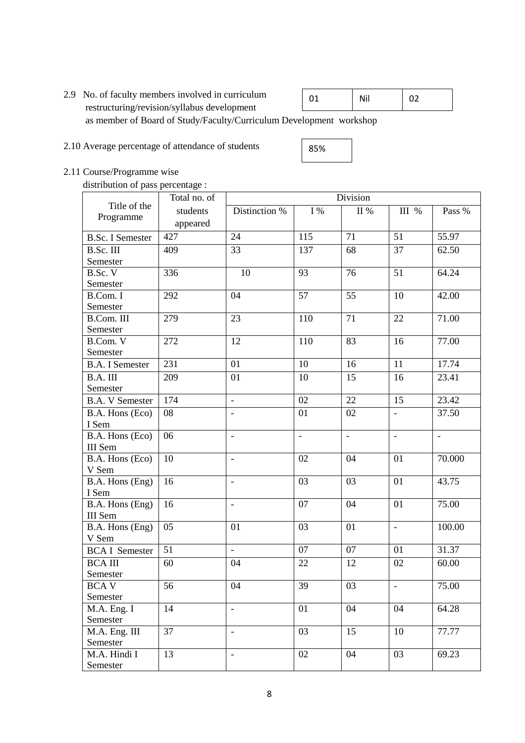2.9 No. of faculty members involved in curriculum restructuring/revision/syllabus development as member of Board of Study/Faculty/Curriculum Development workshop

| 01 | Nil | 02 |
|---|---|---|

2.10 Average percentage of attendance of students

| 85% |
|---|

2.11 Course/Programme wise distribution of pass percentage :

| Title of the Programme | Total no. of students appeared | Division | | | | |
|---|---|---|---|---|---|---|
| | | Distinction % | I % | II % | III % | Pass % |
| B.Sc. I Semester | 427 | 24 | 115 | 71 | 51 | 55.97 |
| B.Sc. III Semester | 409 | 33 | 137 | 68 | 37 | 62.50 |
| B.Sc. V Semester | 336 | 10 | 93 | 76 | 51 | 64.24 |
| B.Com. I Semester | 292 | 04 | 57 | 55 | 10 | 42.00 |
| B.Com. III Semester | 279 | 23 | 110 | 71 | 22 | 71.00 |
| B.Com. V Semester | 272 | 12 | 110 | 83 | 16 | 77.00 |
| B.A. I Semester | 231 | 01 | 10 | 16 | 11 | 17.74 |
| B.A. III Semester | 209 | 01 | 10 | 15 | 16 | 23.41 |
| B.A. V Semester | 174 | - | 02 | 22 | 15 | 23.42 |
| B.A. Hons (Eco) I Sem | 08 | - | 01 | 02 | - | 37.50 |
| B.A. Hons (Eco) III Sem | 06 | - | - | - | - | - |
| B.A. Hons (Eco) V Sem | 10 | - | 02 | 04 | 01 | 70.000 |
| B.A. Hons (Eng) I Sem | 16 | - | 03 | 03 | 01 | 43.75 |
| B.A. Hons (Eng) III Sem | 16 | - | 07 | 04 | 01 | 75.00 |
| B.A. Hons (Eng) V Sem | 05 | 01 | 03 | 01 | - | 100.00 |
| BCA I Semester | 51 | - | 07 | 07 | 01 | 31.37 |
| BCA III Semester | 60 | 04 | 22 | 12 | 02 | 60.00 |
| BCA V Semester | 56 | 04 | 39 | 03 | - | 75.00 |
| M.A. Eng. I Semester | 14 | - | 01 | 04 | 04 | 64.28 |
| M.A. Eng. III Semester | 37 | - | 03 | 15 | 10 | 77.77 |
| M.A. Hindi I Semester | 13 | - | 02 | 04 | 03 | 69.23 |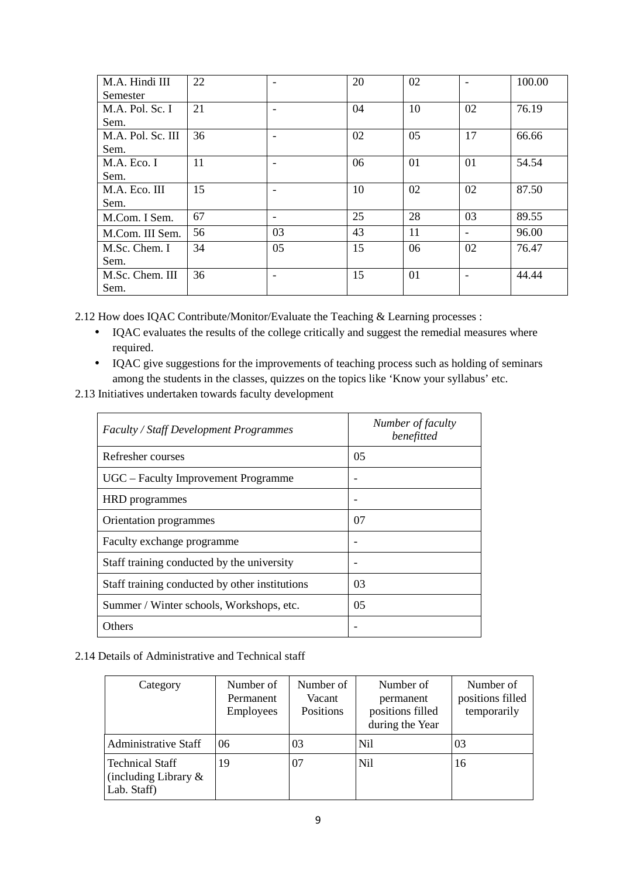| | | | | | | |
|---|---|---|---|---|---|---|
| M.A. Hindi III Semester | 22 | - | 20 | 02 | - | 100.00 |
| M.A. Pol. Sc. I Sem. | 21 | - | 04 | 10 | 02 | 76.19 |
| M.A. Pol. Sc. III Sem. | 36 | - | 02 | 05 | 17 | 66.66 |
| M.A. Eco. I Sem. | 11 | - | 06 | 01 | 01 | 54.54 |
| M.A. Eco. III Sem. | 15 | - | 10 | 02 | 02 | 87.50 |
| M.Com. I Sem. | 67 | - | 25 | 28 | 03 | 89.55 |
| M.Com. III Sem. | 56 | 03 | 43 | 11 | - | 96.00 |
| M.Sc. Chem. I Sem. | 34 | 05 | 15 | 06 | 02 | 76.47 |
| M.Sc. Chem. III Sem. | 36 | - | 15 | 01 | - | 44.44 |

2.12 How does IQAC Contribute/Monitor/Evaluate the Teaching & Learning processes :

- IQAC evaluates the results of the college critically and suggest the remedial measures where required.
- IQAC give suggestions for the improvements of teaching process such as holding of seminars among the students in the classes, quizzes on the topics like 'Know your syllabus' etc.

2.13 Initiatives undertaken towards faculty development

| *Faculty / Staff Development Programmes* | *Number of faculty benefitted* |
|---|---|
| Refresher courses | 05 |
| UGC – Faculty Improvement Programme | - |
| HRD programmes | - |
| Orientation programmes | 07 |
| Faculty exchange programme | - |
| Staff training conducted by the university | - |
| Staff training conducted by other institutions | 03 |
| Summer / Winter schools, Workshops, etc. | 05 |
| Others | - |

2.14 Details of Administrative and Technical staff

| Category | Number of Permanent Employees | Number of Vacant Positions | Number of permanent positions filled during the Year | Number of positions filled temporarily |
|---|---|---|---|---|
| Administrative Staff | 06 | 03 | Nil | 03 |
| Technical Staff (including Library & Lab. Staff) | 19 | 07 | Nil | 16 |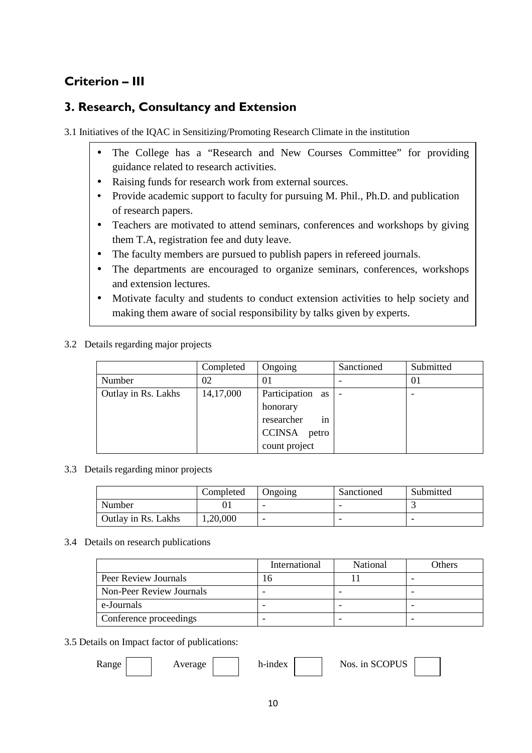## Criterion – III

## 3. Research, Consultancy and Extension

3.1 Initiatives of the IQAC in Sensitizing/Promoting Research Climate in the institution

- The College has a "Research and New Courses Committee" for providing guidance related to research activities.
- Raising funds for research work from external sources.
- Provide academic support to faculty for pursuing M. Phil., Ph.D. and publication of research papers.
- Teachers are motivated to attend seminars, conferences and workshops by giving them T.A, registration fee and duty leave.
- The faculty members are pursued to publish papers in refereed journals.
- The departments are encouraged to organize seminars, conferences, workshops and extension lectures.
- Motivate faculty and students to conduct extension activities to help society and making them aware of social responsibility by talks given by experts.

3.2 Details regarding major projects

| | Completed | Ongoing | Sanctioned | Submitted |
|---|---|---|---|---|
| Number | 02 | 01 | - | 01 |
| Outlay in Rs. Lakhs | 14,17,000 | Participation as honorary researcher in CCINSA petro count project | - | - |

3.3 Details regarding minor projects

| | Completed | Ongoing | Sanctioned | Submitted |
|---|---|---|---|---|
| Number | 01 | - | - | 3 |
| Outlay in Rs. Lakhs | 1,20,000 | - | - | - |

3.4 Details on research publications

| | International | National | Others |
|---|---|---|---|
| Peer Review Journals | 16 | 11 | - |
| Non-Peer Review Journals | - | - | - |
| e-Journals | - | - | - |
| Conference proceedings | - | - | - |

3.5 Details on Impact factor of publications:

Range &nbsp;&nbsp; Average &nbsp;&nbsp; h-index &nbsp;&nbsp; Nos. in SCOPUS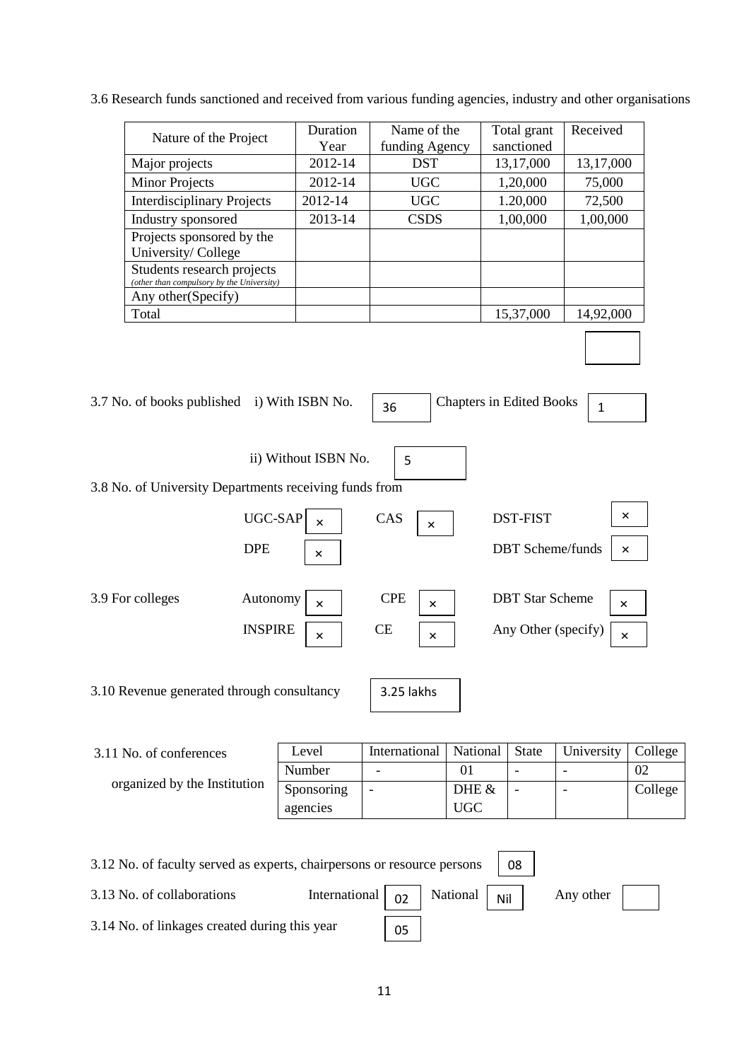3.6 Research funds sanctioned and received from various funding agencies, industry and other organisations

| Nature of the Project | Duration Year | Name of the funding Agency | Total grant sanctioned | Received |
|---|---|---|---|---|
| Major projects | 2012-14 | DST | 13,17,000 | 13,17,000 |
| Minor Projects | 2012-14 | UGC | 1,20,000 | 75,000 |
| Interdisciplinary Projects | 2012-14 | UGC | 1.20,000 | 72,500 |
| Industry sponsored | 2013-14 | CSDS | 1,00,000 | 1,00,000 |
| Projects sponsored by the University/ College | | | | |
| Students research projects *(other than compulsory by the University)* | | | | |
| Any other(Specify) | | | | |
| Total | | | 15,37,000 | 14,92,000 |

3.7 No. of books published i) With ISBN No. 36 Chapters in Edited Books 1

ii) Without ISBN No. 5

3.8 No. of University Departments receiving funds from

UGC-SAP × CAS × DST-FIST ×

DPE × DBT Scheme/funds ×

3.9 For colleges Autonomy × CPE × DBT Star Scheme ×

INSPIRE × CE × Any Other (specify) ×

3.10 Revenue generated through consultancy 3.25 lakhs

3.11 No. of conferences organized by the Institution

| Level | International | National | State | University | College |
|---|---|---|---|---|---|
| Number | - | 01 | - | - | 02 |
| Sponsoring agencies | - | DHE & UGC | - | - | College |

3.12 No. of faculty served as experts, chairpersons or resource persons 08

3.13 No. of collaborations International 02 National Nil Any other

3.14 No. of linkages created during this year 05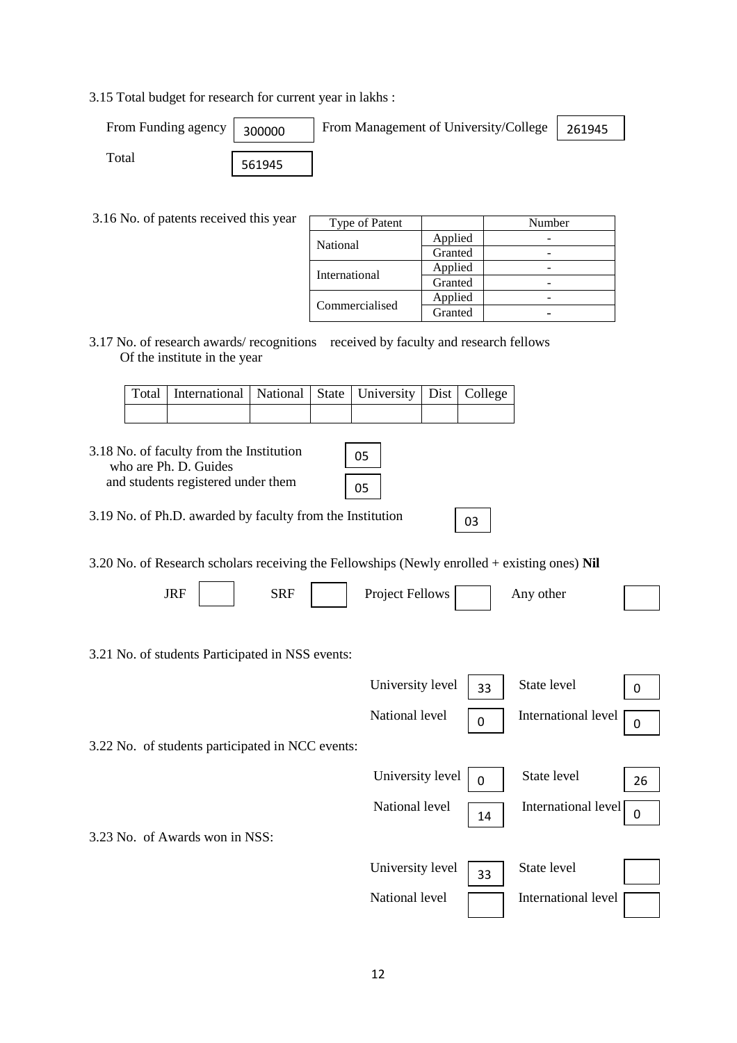3.15 Total budget for research for current year in lakhs :

| From Funding agency | 300000 | From Management of University/College | 261945 |
|---|---|---|---|
| Total | 561945 | | |

3.16 No. of patents received this year

| Type of Patent | | Number |
|---|---|---|
| National | Applied | - |
| | Granted | - |
| International | Applied | - |
| | Granted | - |
| Commercialised | Applied | - |
| | Granted | - |

3.17 No. of research awards/ recognitions received by faculty and research fellows Of the institute in the year

| Total | International | National | State | University | Dist | College |
|---|---|---|---|---|---|---|
| | | | | | | |

3.18 No. of faculty from the Institution who are Ph. D. Guides — 05

and students registered under them — 05

3.19 No. of Ph.D. awarded by faculty from the Institution — 03

3.20 No. of Research scholars receiving the Fellowships (Newly enrolled + existing ones) **Nil**

| JRF | | SRF | | Project Fellows | | Any other | |
|---|---|---|---|---|---|---|---|

3.21 No. of students Participated in NSS events:

| University level | 33 | State level | 0 |
|---|---|---|---|
| National level | 0 | International level | 0 |

3.22 No. of students participated in NCC events:

| University level | 0 | State level | 26 |
|---|---|---|---|
| National level | 14 | International level | 0 |

3.23 No. of Awards won in NSS:

| University level | 33 | State level | |
|---|---|---|---|
| National level | | International level | |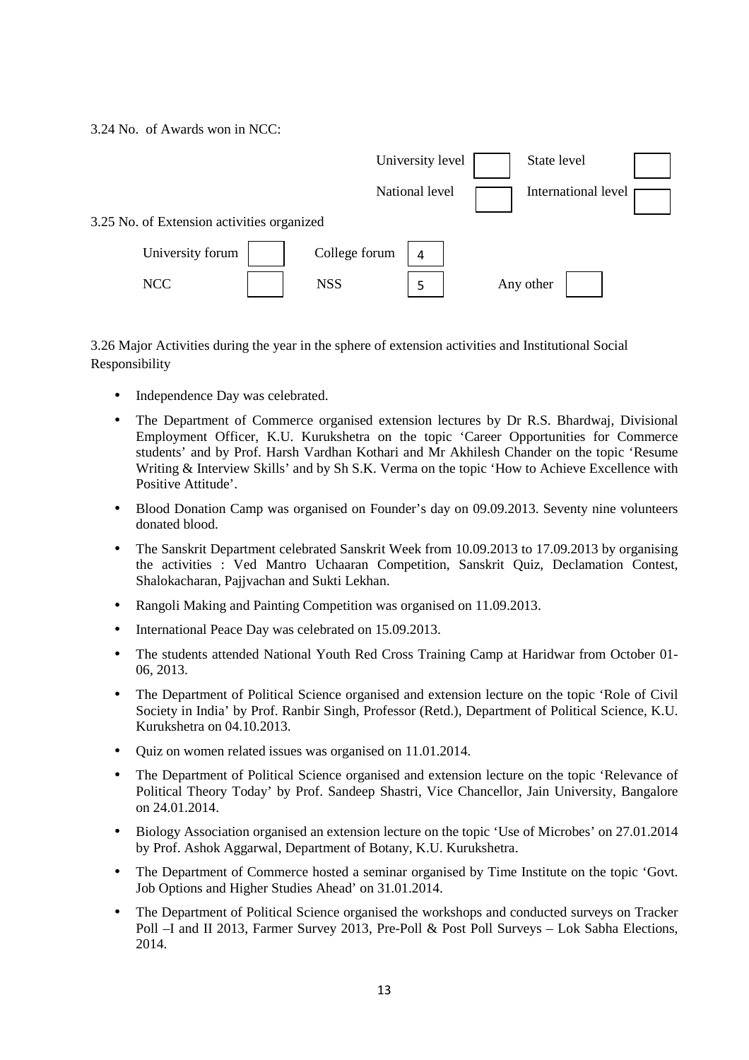3.24 No. of Awards won in NCC:

| | | | |
|---|---|---|---|
| University level | | State level | |
| National level | | International level | |

3.25 No. of Extension activities organized

| | | | | | |
|---|---|---|---|---|---|
| University forum | | College forum | 4 | | |
| NCC | | NSS | 5 | Any other | |

3.26 Major Activities during the year in the sphere of extension activities and Institutional Social Responsibility

- Independence Day was celebrated.
- The Department of Commerce organised extension lectures by Dr R.S. Bhardwaj, Divisional Employment Officer, K.U. Kurukshetra on the topic 'Career Opportunities for Commerce students' and by Prof. Harsh Vardhan Kothari and Mr Akhilesh Chander on the topic 'Resume Writing & Interview Skills' and by Sh S.K. Verma on the topic 'How to Achieve Excellence with Positive Attitude'.
- Blood Donation Camp was organised on Founder's day on 09.09.2013. Seventy nine volunteers donated blood.
- The Sanskrit Department celebrated Sanskrit Week from 10.09.2013 to 17.09.2013 by organising the activities : Ved Mantro Uchaaran Competition, Sanskrit Quiz, Declamation Contest, Shalokacharan, Pajjvachan and Sukti Lekhan.
- Rangoli Making and Painting Competition was organised on 11.09.2013.
- International Peace Day was celebrated on 15.09.2013.
- The students attended National Youth Red Cross Training Camp at Haridwar from October 01-06, 2013.
- The Department of Political Science organised and extension lecture on the topic 'Role of Civil Society in India' by Prof. Ranbir Singh, Professor (Retd.), Department of Political Science, K.U. Kurukshetra on 04.10.2013.
- Quiz on women related issues was organised on 11.01.2014.
- The Department of Political Science organised and extension lecture on the topic 'Relevance of Political Theory Today' by Prof. Sandeep Shastri, Vice Chancellor, Jain University, Bangalore on 24.01.2014.
- Biology Association organised an extension lecture on the topic 'Use of Microbes' on 27.01.2014 by Prof. Ashok Aggarwal, Department of Botany, K.U. Kurukshetra.
- The Department of Commerce hosted a seminar organised by Time Institute on the topic 'Govt. Job Options and Higher Studies Ahead' on 31.01.2014.
- The Department of Political Science organised the workshops and conducted surveys on Tracker Poll –I and II 2013, Farmer Survey 2013, Pre-Poll & Post Poll Surveys – Lok Sabha Elections, 2014.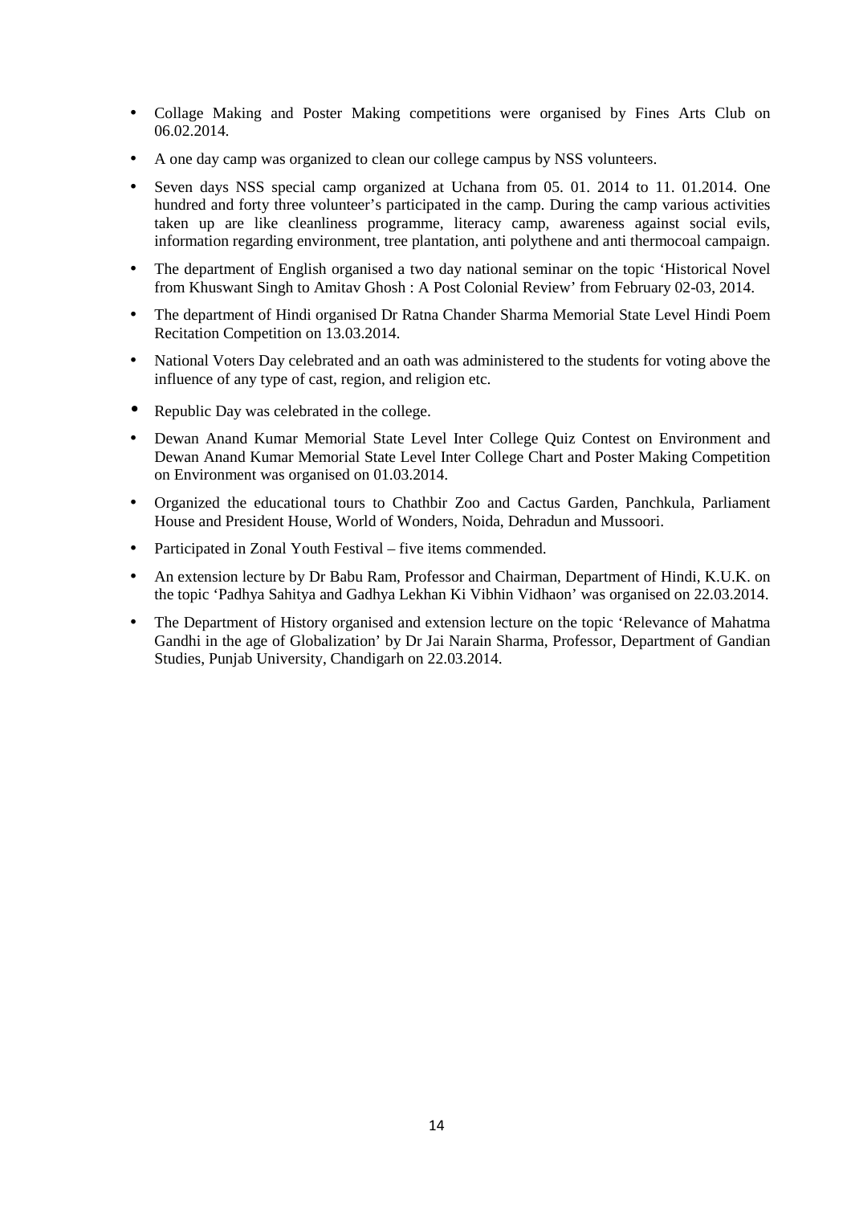- Collage Making and Poster Making competitions were organised by Fines Arts Club on 06.02.2014.
- A one day camp was organized to clean our college campus by NSS volunteers.
- Seven days NSS special camp organized at Uchana from 05. 01. 2014 to 11. 01.2014. One hundred and forty three volunteer's participated in the camp. During the camp various activities taken up are like cleanliness programme, literacy camp, awareness against social evils, information regarding environment, tree plantation, anti polythene and anti thermocoal campaign.
- The department of English organised a two day national seminar on the topic 'Historical Novel from Khuswant Singh to Amitav Ghosh : A Post Colonial Review' from February 02-03, 2014.
- The department of Hindi organised Dr Ratna Chander Sharma Memorial State Level Hindi Poem Recitation Competition on 13.03.2014.
- National Voters Day celebrated and an oath was administered to the students for voting above the influence of any type of cast, region, and religion etc.
- Republic Day was celebrated in the college.
- Dewan Anand Kumar Memorial State Level Inter College Quiz Contest on Environment and Dewan Anand Kumar Memorial State Level Inter College Chart and Poster Making Competition on Environment was organised on 01.03.2014.
- Organized the educational tours to Chathbir Zoo and Cactus Garden, Panchkula, Parliament House and President House, World of Wonders, Noida, Dehradun and Mussoori.
- Participated in Zonal Youth Festival – five items commended.
- An extension lecture by Dr Babu Ram, Professor and Chairman, Department of Hindi, K.U.K. on the topic 'Padhya Sahitya and Gadhya Lekhan Ki Vibhin Vidhaon' was organised on 22.03.2014.
- The Department of History organised and extension lecture on the topic 'Relevance of Mahatma Gandhi in the age of Globalization' by Dr Jai Narain Sharma, Professor, Department of Gandian Studies, Punjab University, Chandigarh on 22.03.2014.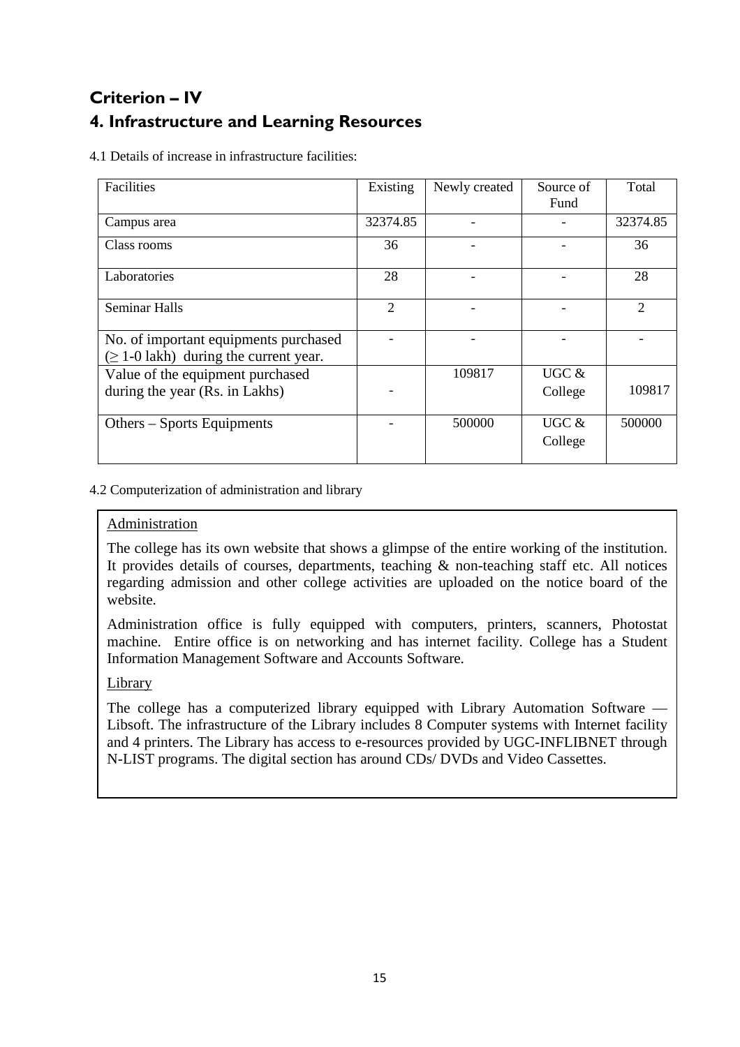# Criterion – IV

## 4. Infrastructure and Learning Resources

4.1 Details of increase in infrastructure facilities:

| Facilities | Existing | Newly created | Source of Fund | Total |
|---|---|---|---|---|
| Campus area | 32374.85 | - | - | 32374.85 |
| Class rooms | 36 | - | - | 36 |
| Laboratories | 28 | - | - | 28 |
| Seminar Halls | 2 | - | - | 2 |
| No. of important equipments purchased (≥ 1-0 lakh) during the current year. | - | - | - | - |
| Value of the equipment purchased during the year (Rs. in Lakhs) | - | 109817 | UGC & College | 109817 |
| Others – Sports Equipments | - | 500000 | UGC & College | 500000 |

4.2 Computerization of administration and library

Administration

The college has its own website that shows a glimpse of the entire working of the institution. It provides details of courses, departments, teaching & non-teaching staff etc. All notices regarding admission and other college activities are uploaded on the notice board of the website.

Administration office is fully equipped with computers, printers, scanners, Photostat machine. Entire office is on networking and has internet facility. College has a Student Information Management Software and Accounts Software.

Library

The college has a computerized library equipped with Library Automation Software — Libsoft. The infrastructure of the Library includes 8 Computer systems with Internet facility and 4 printers. The Library has access to e-resources provided by UGC-INFLIBNET through N-LIST programs. The digital section has around CDs/ DVDs and Video Cassettes.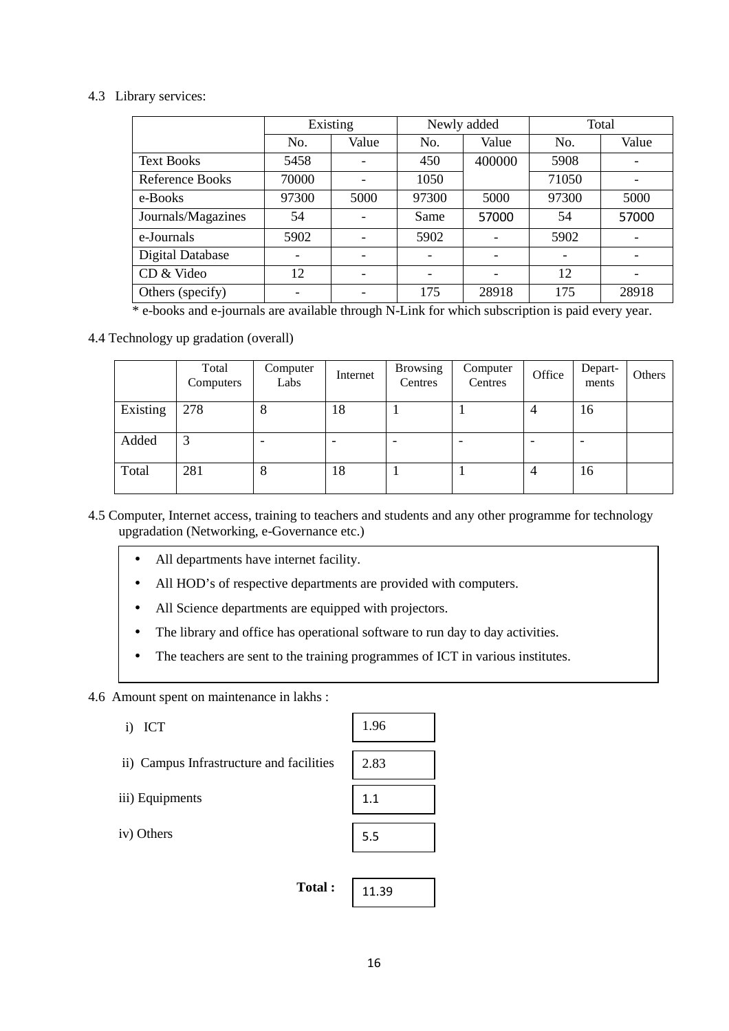4.3 Library services:

| | Existing | | Newly added | | Total | |
|---|---|---|---|---|---|---|
| | No. | Value | No. | Value | No. | Value |
| Text Books | 5458 | - | 450 | 400000 | 5908 | - |
| Reference Books | 70000 | - | 1050 | | 71050 | - |
| e-Books | 97300 | 5000 | 97300 | 5000 | 97300 | 5000 |
| Journals/Magazines | 54 | - | Same | 57000 | 54 | 57000 |
| e-Journals | 5902 | - | 5902 | - | 5902 | - |
| Digital Database | - | - | - | - | - | - |
| CD & Video | 12 | - | - | - | 12 | - |
| Others (specify) | - | - | 175 | 28918 | 175 | 28918 |

* e-books and e-journals are available through N-Link for which subscription is paid every year.

4.4 Technology up gradation (overall)

| | Total Computers | Computer Labs | Internet | Browsing Centres | Computer Centres | Office | Depart-ments | Others |
|---|---|---|---|---|---|---|---|---|
| Existing | 278 | 8 | 18 | 1 | 1 | 4 | 16 | |
| Added | 3 | - | - | - | - | - | - | |
| Total | 281 | 8 | 18 | 1 | 1 | 4 | 16 | |

4.5 Computer, Internet access, training to teachers and students and any other programme for technology upgradation (Networking, e-Governance etc.)

- All departments have internet facility.
- All HOD's of respective departments are provided with computers.
- All Science departments are equipped with projectors.
- The library and office has operational software to run day to day activities.
- The teachers are sent to the training programmes of ICT in various institutes.

4.6 Amount spent on maintenance in lakhs :

i) ICT — 1.96

ii) Campus Infrastructure and facilities — 2.83

iii) Equipments — 1.1

iv) Others — 5.5

**Total :** 11.39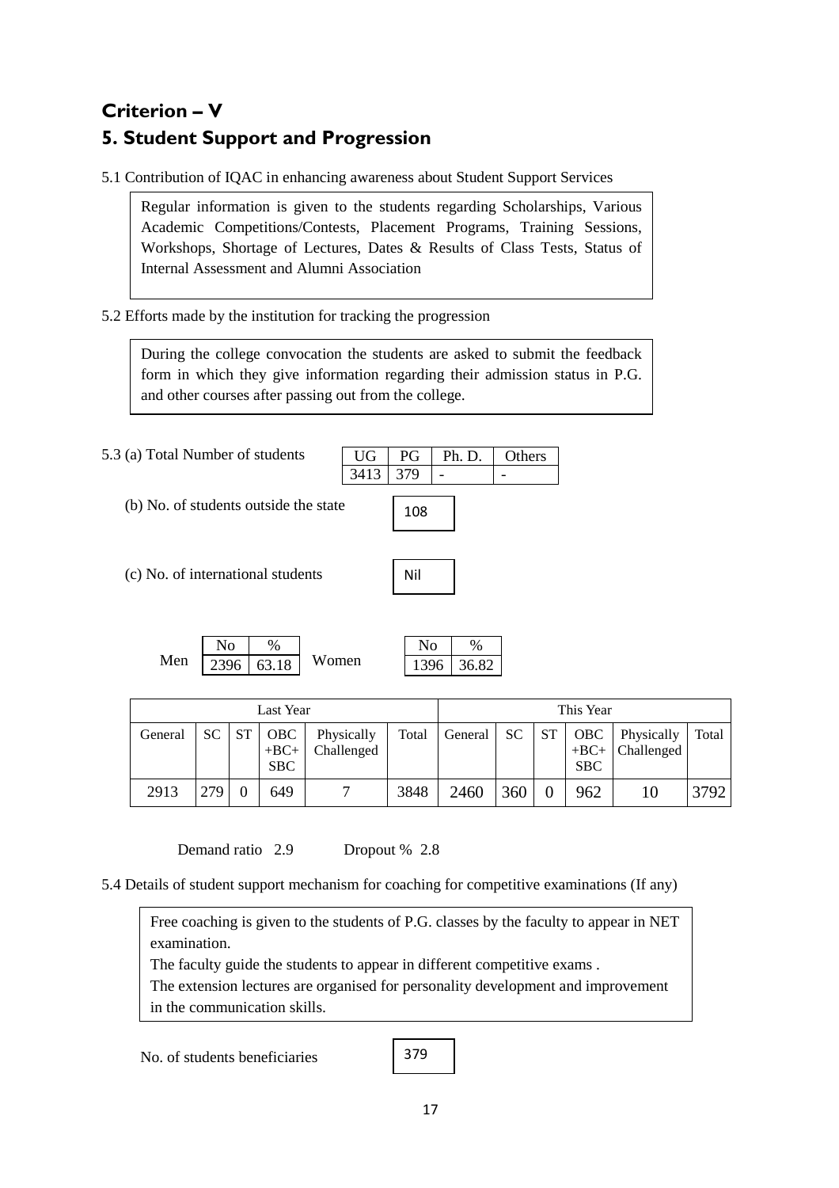## Criterion – V

## 5. Student Support and Progression

5.1 Contribution of IQAC in enhancing awareness about Student Support Services

Regular information is given to the students regarding Scholarships, Various Academic Competitions/Contests, Placement Programs, Training Sessions, Workshops, Shortage of Lectures, Dates & Results of Class Tests, Status of Internal Assessment and Alumni Association

5.2 Efforts made by the institution for tracking the progression

During the college convocation the students are asked to submit the feedback form in which they give information regarding their admission status in P.G. and other courses after passing out from the college.

5.3 (a) Total Number of students

| UG | PG | Ph. D. | Others |
|---|---|---|---|
| 3413 | 379 | - | - |

(b) No. of students outside the state: 108

(c) No. of international students: Nil

| | No | % |
|---|---|---|
| Men | 2396 | 63.18 |
| Women | 1396 | 36.82 |

| Last Year | | | | | | This Year | | | | | |
|---|---|---|---|---|---|---|---|---|---|---|---|
| General | SC | ST | OBC +BC+ SBC | Physically Challenged | Total | General | SC | ST | OBC +BC+ SBC | Physically Challenged | Total |
| 2913 | 279 | 0 | 649 | 7 | 3848 | 2460 | 360 | 0 | 962 | 10 | 3792 |

Demand ratio 2.9 Dropout % 2.8

5.4 Details of student support mechanism for coaching for competitive examinations (If any)

Free coaching is given to the students of P.G. classes by the faculty to appear in NET examination.
The faculty guide the students to appear in different competitive exams .
The extension lectures are organised for personality development and improvement in the communication skills.

No. of students beneficiaries: 379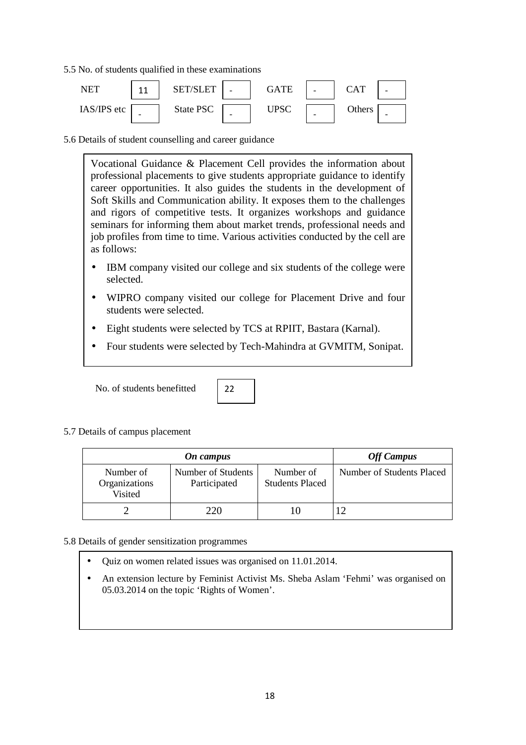5.5 No. of students qualified in these examinations

| NET | 11 | SET/SLET | - | GATE | - | CAT | - |
|---|---|---|---|---|---|---|---|
| IAS/IPS etc | - | State PSC | - | UPSC | - | Others | - |

5.6 Details of student counselling and career guidance

Vocational Guidance & Placement Cell provides the information about professional placements to give students appropriate guidance to identify career opportunities. It also guides the students in the development of Soft Skills and Communication ability. It exposes them to the challenges and rigors of competitive tests. It organizes workshops and guidance seminars for informing them about market trends, professional needs and job profiles from time to time. Various activities conducted by the cell are as follows:

- IBM company visited our college and six students of the college were selected.
- WIPRO company visited our college for Placement Drive and four students were selected.
- Eight students were selected by TCS at RPIIT, Bastara (Karnal).
- Four students were selected by Tech-Mahindra at GVMITM, Sonipat.

No. of students benefitted: 22

5.7 Details of campus placement

| *On campus* | | | *Off Campus* |
|---|---|---|---|
| Number of Organizations Visited | Number of Students Participated | Number of Students Placed | Number of Students Placed |
| 2 | 220 | 10 | 12 |

5.8 Details of gender sensitization programmes

- Quiz on women related issues was organised on 11.01.2014.
- An extension lecture by Feminist Activist Ms. Sheba Aslam 'Fehmi' was organised on 05.03.2014 on the topic 'Rights of Women'.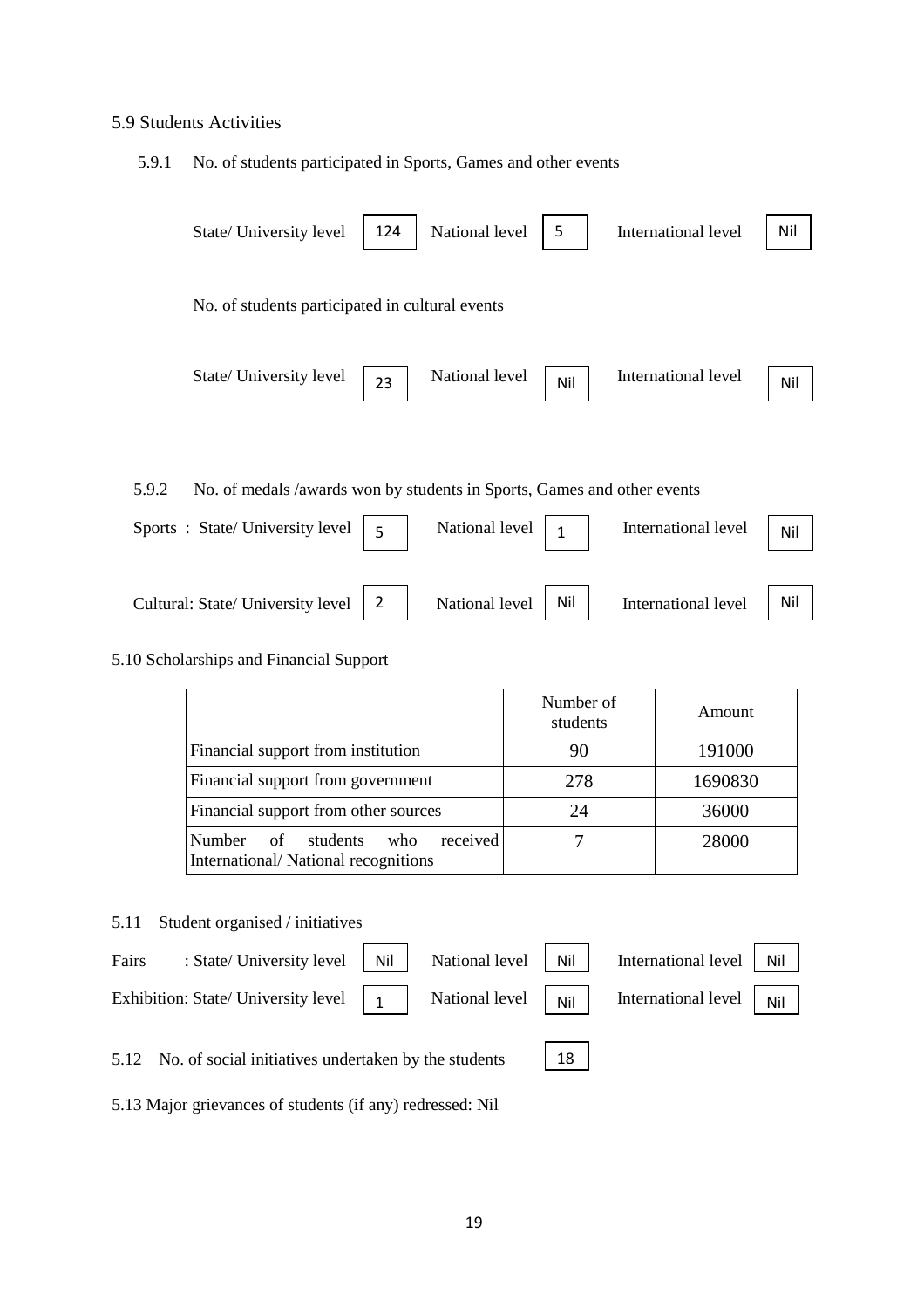5.9 Students Activities

5.9.1 No. of students participated in Sports, Games and other events

State/ University level 124 National level 5 International level Nil

No. of students participated in cultural events

State/ University level 23 National level Nil International level Nil

5.9.2 No. of medals /awards won by students in Sports, Games and other events

Sports : State/ University level 5 National level 1 International level Nil

Cultural: State/ University level 2 National level Nil International level Nil

5.10 Scholarships and Financial Support

| | Number of students | Amount |
|---|---|---|
| Financial support from institution | 90 | 191000 |
| Financial support from government | 278 | 1690830 |
| Financial support from other sources | 24 | 36000 |
| Number of students who received International/ National recognitions | 7 | 28000 |

5.11 Student organised / initiatives

Fairs : State/ University level Nil National level Nil International level Nil

Exhibition: State/ University level 1 National level Nil International level Nil

5.12 No. of social initiatives undertaken by the students 18

5.13 Major grievances of students (if any) redressed: Nil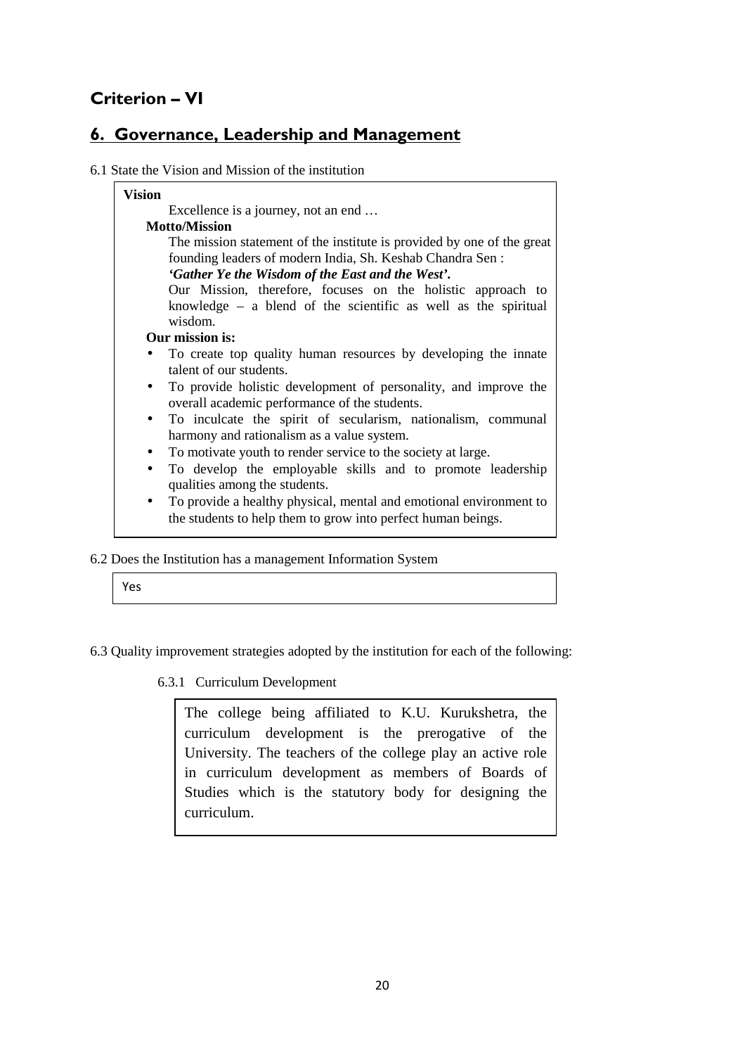# Criterion – VI

## 6. Governance, Leadership and Management

6.1 State the Vision and Mission of the institution

**Vision**

Excellence is a journey, not an end …

**Motto/Mission**

The mission statement of the institute is provided by one of the great founding leaders of modern India, Sh. Keshab Chandra Sen :

***'Gather Ye the Wisdom of the East and the West'.***

Our Mission, therefore, focuses on the holistic approach to knowledge – a blend of the scientific as well as the spiritual wisdom.

**Our mission is:**

- To create top quality human resources by developing the innate talent of our students.
- To provide holistic development of personality, and improve the overall academic performance of the students.
- To inculcate the spirit of secularism, nationalism, communal harmony and rationalism as a value system.
- To motivate youth to render service to the society at large.
- To develop the employable skills and to promote leadership qualities among the students.
- To provide a healthy physical, mental and emotional environment to the students to help them to grow into perfect human beings.

6.2 Does the Institution has a management Information System

Yes

6.3 Quality improvement strategies adopted by the institution for each of the following:

6.3.1 Curriculum Development

The college being affiliated to K.U. Kurukshetra, the curriculum development is the prerogative of the University. The teachers of the college play an active role in curriculum development as members of Boards of Studies which is the statutory body for designing the curriculum.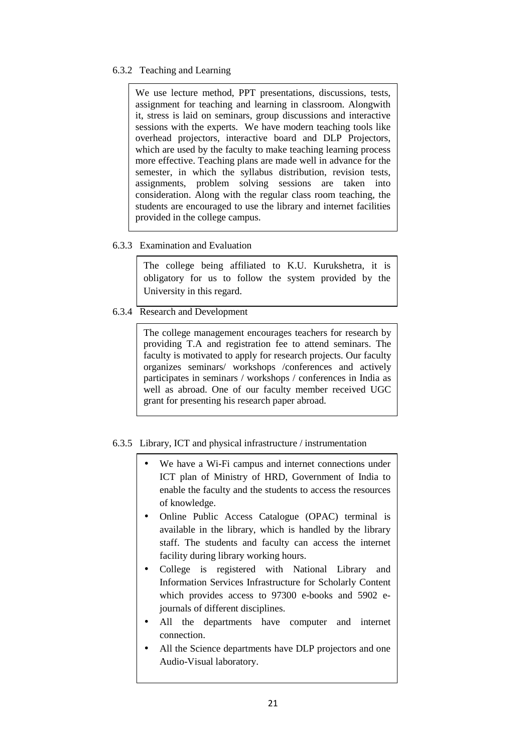6.3.2 Teaching and Learning

We use lecture method, PPT presentations, discussions, tests, assignment for teaching and learning in classroom. Alongwith it, stress is laid on seminars, group discussions and interactive sessions with the experts. We have modern teaching tools like overhead projectors, interactive board and DLP Projectors, which are used by the faculty to make teaching learning process more effective. Teaching plans are made well in advance for the semester, in which the syllabus distribution, revision tests, assignments, problem solving sessions are taken into consideration. Along with the regular class room teaching, the students are encouraged to use the library and internet facilities provided in the college campus.

6.3.3 Examination and Evaluation

The college being affiliated to K.U. Kurukshetra, it is obligatory for us to follow the system provided by the University in this regard.

6.3.4 Research and Development

The college management encourages teachers for research by providing T.A and registration fee to attend seminars. The faculty is motivated to apply for research projects. Our faculty organizes seminars/ workshops /conferences and actively participates in seminars / workshops / conferences in India as well as abroad. One of our faculty member received UGC grant for presenting his research paper abroad.

6.3.5 Library, ICT and physical infrastructure / instrumentation

- We have a Wi-Fi campus and internet connections under ICT plan of Ministry of HRD, Government of India to enable the faculty and the students to access the resources of knowledge.
- Online Public Access Catalogue (OPAC) terminal is available in the library, which is handled by the library staff. The students and faculty can access the internet facility during library working hours.
- College is registered with National Library and Information Services Infrastructure for Scholarly Content which provides access to 97300 e-books and 5902 e-journals of different disciplines.
- All the departments have computer and internet connection.
- All the Science departments have DLP projectors and one Audio-Visual laboratory.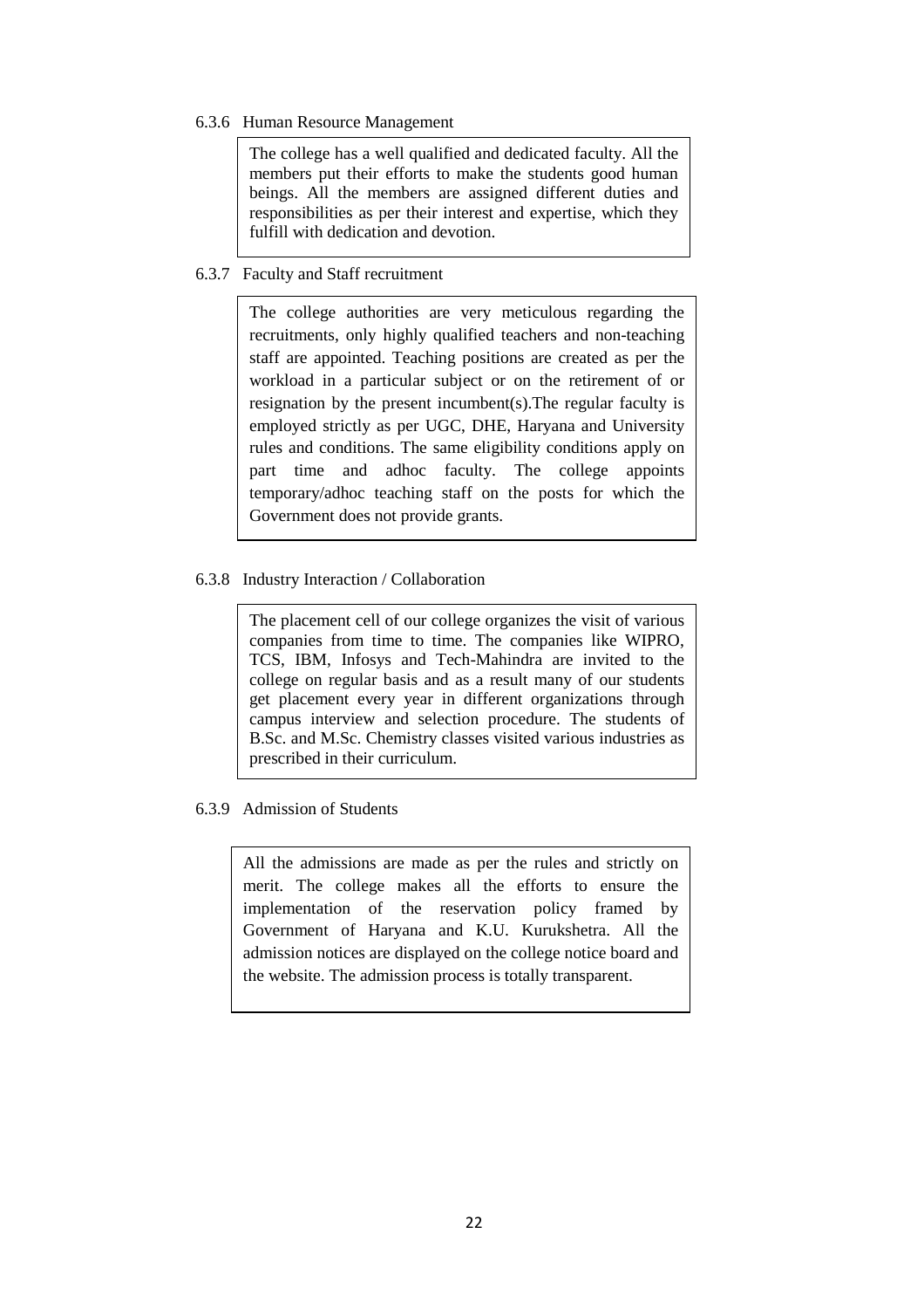6.3.6 Human Resource Management

The college has a well qualified and dedicated faculty. All the members put their efforts to make the students good human beings. All the members are assigned different duties and responsibilities as per their interest and expertise, which they fulfill with dedication and devotion.

6.3.7 Faculty and Staff recruitment

The college authorities are very meticulous regarding the recruitments, only highly qualified teachers and non-teaching staff are appointed. Teaching positions are created as per the workload in a particular subject or on the retirement of or resignation by the present incumbent(s).The regular faculty is employed strictly as per UGC, DHE, Haryana and University rules and conditions. The same eligibility conditions apply on part time and adhoc faculty. The college appoints temporary/adhoc teaching staff on the posts for which the Government does not provide grants.

6.3.8 Industry Interaction / Collaboration

The placement cell of our college organizes the visit of various companies from time to time. The companies like WIPRO, TCS, IBM, Infosys and Tech-Mahindra are invited to the college on regular basis and as a result many of our students get placement every year in different organizations through campus interview and selection procedure. The students of B.Sc. and M.Sc. Chemistry classes visited various industries as prescribed in their curriculum.

6.3.9 Admission of Students

All the admissions are made as per the rules and strictly on merit. The college makes all the efforts to ensure the implementation of the reservation policy framed by Government of Haryana and K.U. Kurukshetra. All the admission notices are displayed on the college notice board and the website. The admission process is totally transparent.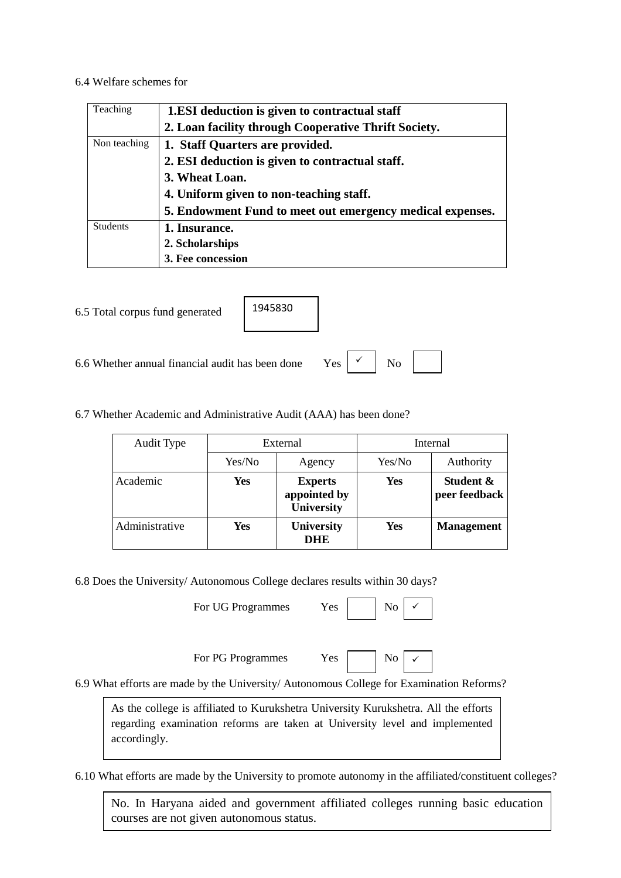6.4 Welfare schemes for

| Teaching | **1.ESI deduction is given to contractual staff**<br>**2. Loan facility through Cooperative Thrift Society.** |
|---|---|
| Non teaching | **1. Staff Quarters are provided.**<br>**2. ESI deduction is given to contractual staff.**<br>**3. Wheat Loan.**<br>**4. Uniform given to non-teaching staff.**<br>**5. Endowment Fund to meet out emergency medical expenses.** |
| Students | **1. Insurance.**<br>**2. Scholarships**<br>**3. Fee concession** |

6.5 Total corpus fund generated: 1945830

6.6 Whether annual financial audit has been done Yes ✓ No

6.7 Whether Academic and Administrative Audit (AAA) has been done?

| Audit Type | External | | Internal | |
|---|---|---|---|---|
| | Yes/No | Agency | Yes/No | Authority |
| Academic | **Yes** | **Experts appointed by University** | **Yes** | **Student & peer feedback** |
| Administrative | **Yes** | **University DHE** | **Yes** | **Management** |

6.8 Does the University/ Autonomous College declares results within 30 days?

For UG Programmes Yes No ✓

For PG Programmes Yes No ✓

6.9 What efforts are made by the University/ Autonomous College for Examination Reforms?

As the college is affiliated to Kurukshetra University Kurukshetra. All the efforts regarding examination reforms are taken at University level and implemented accordingly.

6.10 What efforts are made by the University to promote autonomy in the affiliated/constituent colleges?

No. In Haryana aided and government affiliated colleges running basic education courses are not given autonomous status.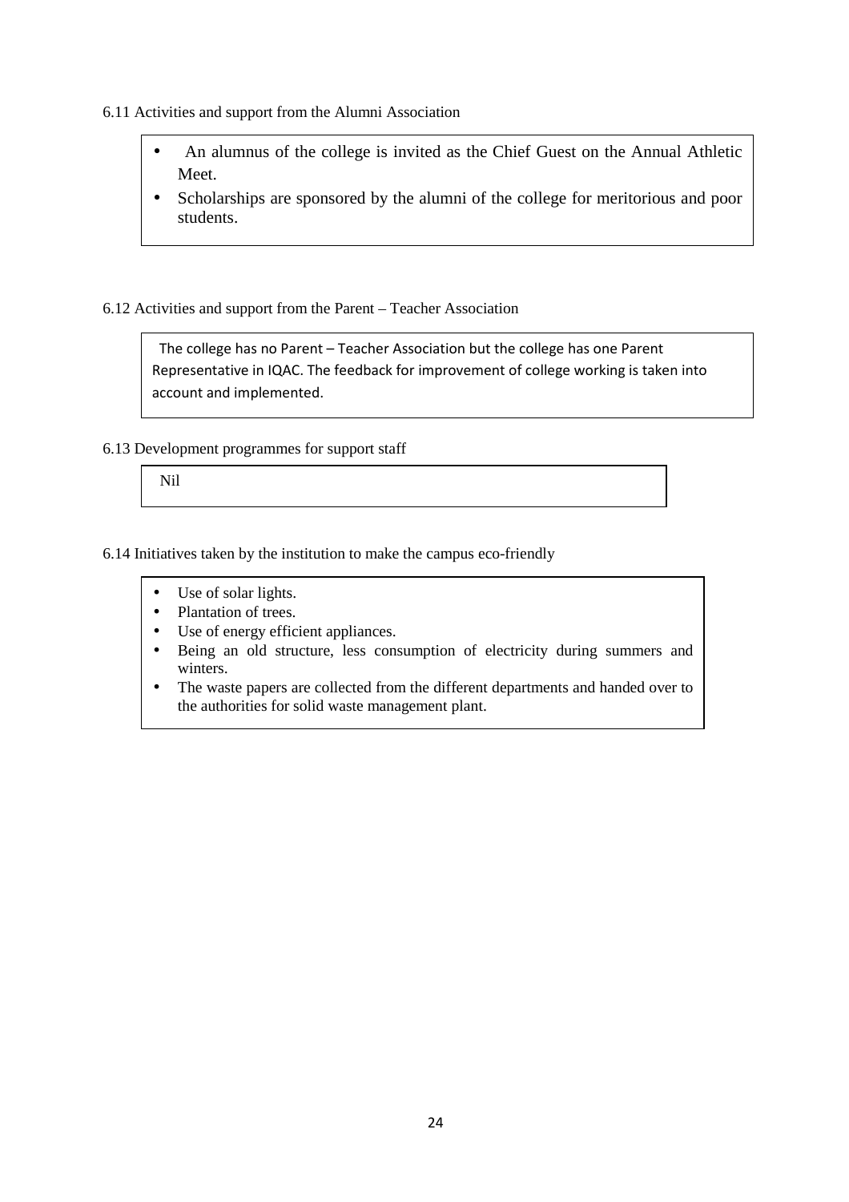6.11 Activities and support from the Alumni Association

- An alumnus of the college is invited as the Chief Guest on the Annual Athletic Meet.
- Scholarships are sponsored by the alumni of the college for meritorious and poor students.

6.12 Activities and support from the Parent – Teacher Association

The college has no Parent – Teacher Association but the college has one Parent Representative in IQAC. The feedback for improvement of college working is taken into account and implemented.

6.13 Development programmes for support staff

Nil

6.14 Initiatives taken by the institution to make the campus eco-friendly

- Use of solar lights.
- Plantation of trees.
- Use of energy efficient appliances.
- Being an old structure, less consumption of electricity during summers and winters.
- The waste papers are collected from the different departments and handed over to the authorities for solid waste management plant.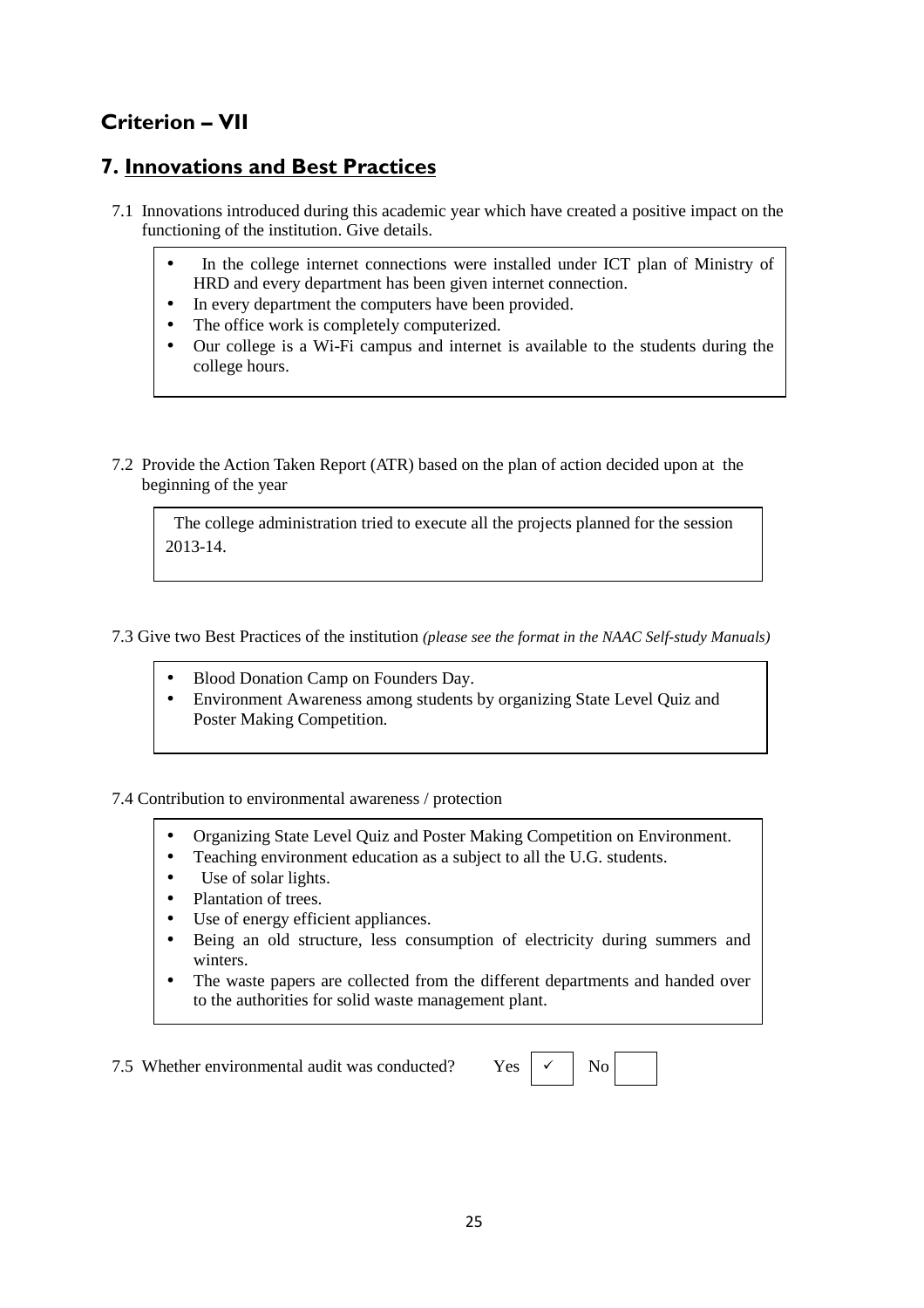## Criterion – VII

## 7. Innovations and Best Practices

7.1 Innovations introduced during this academic year which have created a positive impact on the functioning of the institution. Give details.

- In the college internet connections were installed under ICT plan of Ministry of HRD and every department has been given internet connection.
- In every department the computers have been provided.
- The office work is completely computerized.
- Our college is a Wi-Fi campus and internet is available to the students during the college hours.

7.2 Provide the Action Taken Report (ATR) based on the plan of action decided upon at the beginning of the year

The college administration tried to execute all the projects planned for the session 2013-14.

7.3 Give two Best Practices of the institution *(please see the format in the NAAC Self-study Manuals)*

- Blood Donation Camp on Founders Day.
- Environment Awareness among students by organizing State Level Quiz and Poster Making Competition.

7.4 Contribution to environmental awareness / protection

- Organizing State Level Quiz and Poster Making Competition on Environment.
- Teaching environment education as a subject to all the U.G. students.
- Use of solar lights.
- Plantation of trees.
- Use of energy efficient appliances.
- Being an old structure, less consumption of electricity during summers and winters.
- The waste papers are collected from the different departments and handed over to the authorities for solid waste management plant.

7.5 Whether environmental audit was conducted? Yes ✓ No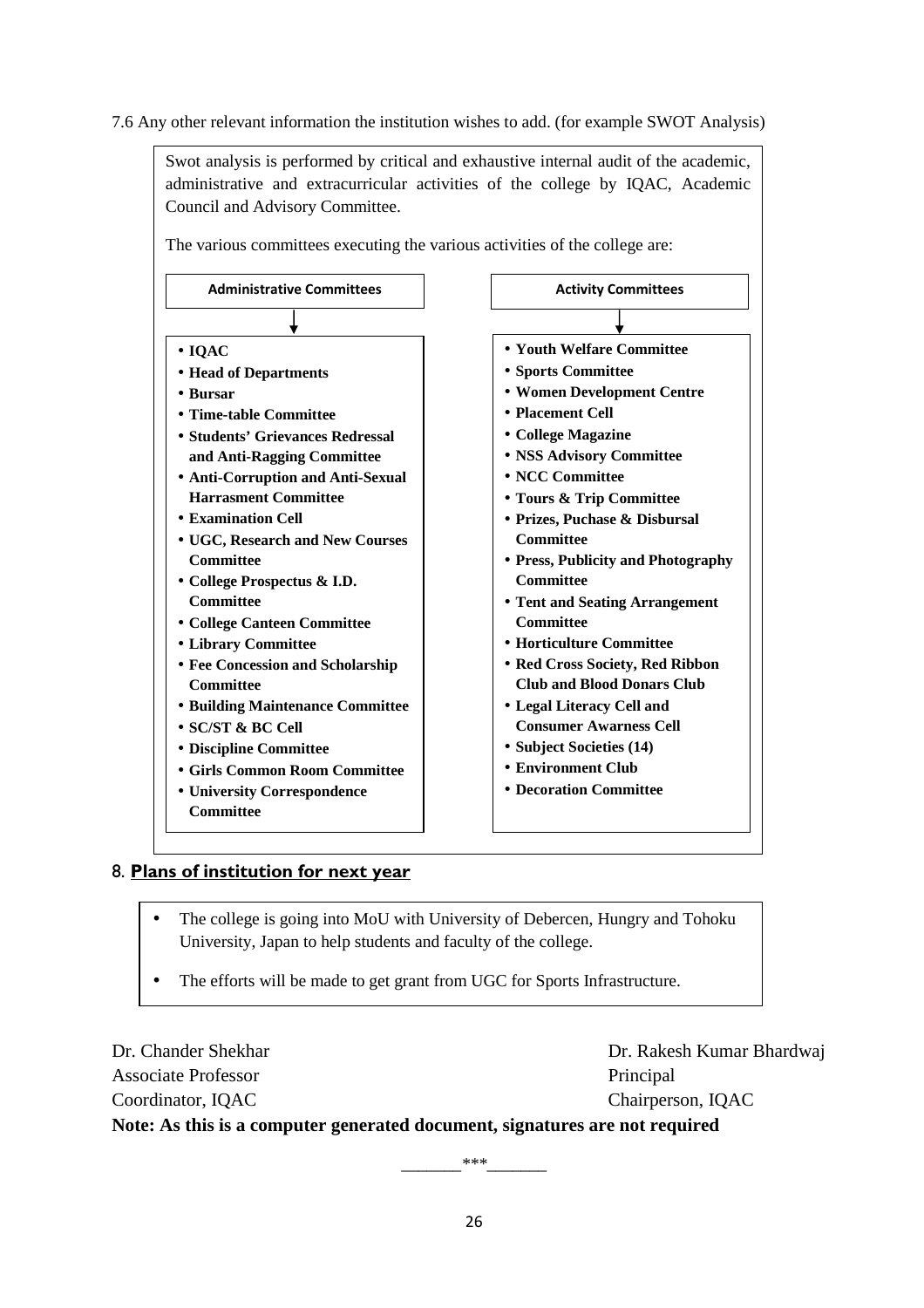7.6 Any other relevant information the institution wishes to add. (for example SWOT Analysis)

Swot analysis is performed by critical and exhaustive internal audit of the academic, administrative and extracurricular activities of the college by IQAC, Academic Council and Advisory Committee.

The various committees executing the various activities of the college are:

**Administrative Committees**

- **IQAC**
- **Head of Departments**
- **Bursar**
- **Time-table Committee**
- **Students' Grievances Redressal and Anti-Ragging Committee**
- **Anti-Corruption and Anti-Sexual Harrasment Committee**
- **Examination Cell**
- **UGC, Research and New Courses Committee**
- **College Prospectus & I.D. Committee**
- **College Canteen Committee**
- **Library Committee**
- **Fee Concession and Scholarship Committee**
- **Building Maintenance Committee**
- **SC/ST & BC Cell**
- **Discipline Committee**
- **Girls Common Room Committee**
- **University Correspondence Committee**

**Activity Committees**

- **Youth Welfare Committee**
- **Sports Committee**
- **Women Development Centre**
- **Placement Cell**
- **College Magazine**
- **NSS Advisory Committee**
- **NCC Committee**
- **Tours & Trip Committee**
- **Prizes, Puchase & Disbursal Committee**
- **Press, Publicity and Photography Committee**
- **Tent and Seating Arrangement Committee**
- **Horticulture Committee**
- **Red Cross Society, Red Ribbon Club and Blood Donars Club**
- **Legal Literacy Cell and Consumer Awarness Cell**
- **Subject Societies (14)**
- **Environment Club**
- **Decoration Committee**

## 8. Plans of institution for next year

- The college is going into MoU with University of Debercen, Hungry and Tohoku University, Japan to help students and faculty of the college.
- The efforts will be made to get grant from UGC for Sports Infrastructure.

Dr. Chander Shekhar
Associate Professor
Coordinator, IQAC

Dr. Rakesh Kumar Bhardwaj
Principal
Chairperson, IQAC

**Note: As this is a computer generated document, signatures are not required**

\_\_\_\_\_\_\_\*\*\*\_\_\_\_\_\_\_